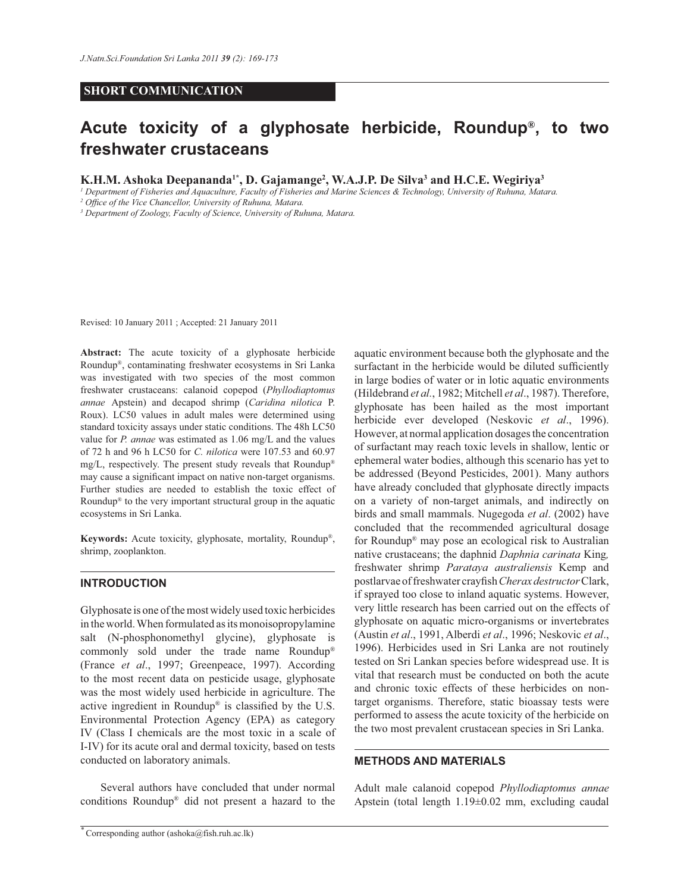SHORT COMMUNICATION

# Acute toxicity of a glyphosate herbicide, Roundup®, to two freshwater crustaceans

**K.H.M. Ashoka Deepananda[1*], D. Gajamange[2], W.A.J.P. De Silva[3] and H.C.E. Wegiriya[3]**

[1] Department of Fisheries and Aquaculture, Faculty of Fisheries and Marine Sciences & Technology, University of Ruhuna, Matara.

[2] Office of the Vice Chancellor, University of Ruhuna, Matara.

[3] Department of Zoology, Faculty of Science, University of Ruhuna, Matara.

Revised: 10 January 2011 ; Accepted: 21 January 2011

**Abstract:** The acute toxicity of a glyphosate herbicide Roundup®, contaminating freshwater ecosystems in Sri Lanka was investigated with two species of the most common freshwater crustaceans: calanoid copepod (*Phyllodiaptomus annae* Apstein) and decapod shrimp (*Caridina nilotica* P. Roux). LC50 values in adult males were determined using standard toxicity assays under static conditions. The 48h LC50 value for *P. annae* was estimated as 1.06 mg/L and the values of 72 h and 96 h LC50 for *C. nilotica* were 107.53 and 60.97 mg/L, respectively. The present study reveals that Roundup® may cause a significant impact on native non-target organisms. Further studies are needed to establish the toxic effect of Roundup® to the very important structural group in the aquatic ecosystems in Sri Lanka.

**Keywords:** Acute toxicity, glyphosate, mortality, Roundup®, shrimp, zooplankton.

## INTRODUCTION

Glyphosate is one of the most widely used toxic herbicides in the world. When formulated as its monoisopropylamine salt (N-phosphonomethyl glycine), glyphosate is commonly sold under the trade name Roundup® (France *et al*., 1997; Greenpeace, 1997). According to the most recent data on pesticide usage, glyphosate was the most widely used herbicide in agriculture. The active ingredient in Roundup® is classified by the U.S. Environmental Protection Agency (EPA) as category IV (Class I chemicals are the most toxic in a scale of I-IV) for its acute oral and dermal toxicity, based on tests conducted on laboratory animals.

Several authors have concluded that under normal conditions Roundup® did not present a hazard to the aquatic environment because both the glyphosate and the surfactant in the herbicide would be diluted sufficiently in large bodies of water or in lotic aquatic environments (Hildebrand *et al.*, 1982; Mitchell *et al*., 1987). Therefore, glyphosate has been hailed as the most important herbicide ever developed (Neskovic *et al*., 1996). However, at normal application dosages the concentration of surfactant may reach toxic levels in shallow, lentic or ephemeral water bodies, although this scenario has yet to be addressed (Beyond Pesticides, 2001). Many authors have already concluded that glyphosate directly impacts on a variety of non-target animals, and indirectly on birds and small mammals. Nugegoda *et al*. (2002) have concluded that the recommended agricultural dosage for Roundup® may pose an ecological risk to Australian native crustaceans; the daphnid *Daphnia carinata* King*,* freshwater shrimp *Parataya australiensis* Kemp and postlarvae of freshwater crayfish *Cherax destructor* Clark, if sprayed too close to inland aquatic systems. However, very little research has been carried out on the effects of glyphosate on aquatic micro-organisms or invertebrates (Austin *et al*., 1991, Alberdi *et al*., 1996; Neskovic *et al*., 1996). Herbicides used in Sri Lanka are not routinely tested on Sri Lankan species before widespread use. It is vital that research must be conducted on both the acute and chronic toxic effects of these herbicides on non-target organisms. Therefore, static bioassay tests were performed to assess the acute toxicity of the herbicide on the two most prevalent crustacean species in Sri Lanka.

## METHODS AND MATERIALS

Adult male calanoid copepod *Phyllodiaptomus annae* Apstein (total length 1.19±0.02 mm, excluding caudal

[*] Corresponding author (ashoka@fish.ruh.ac.lk)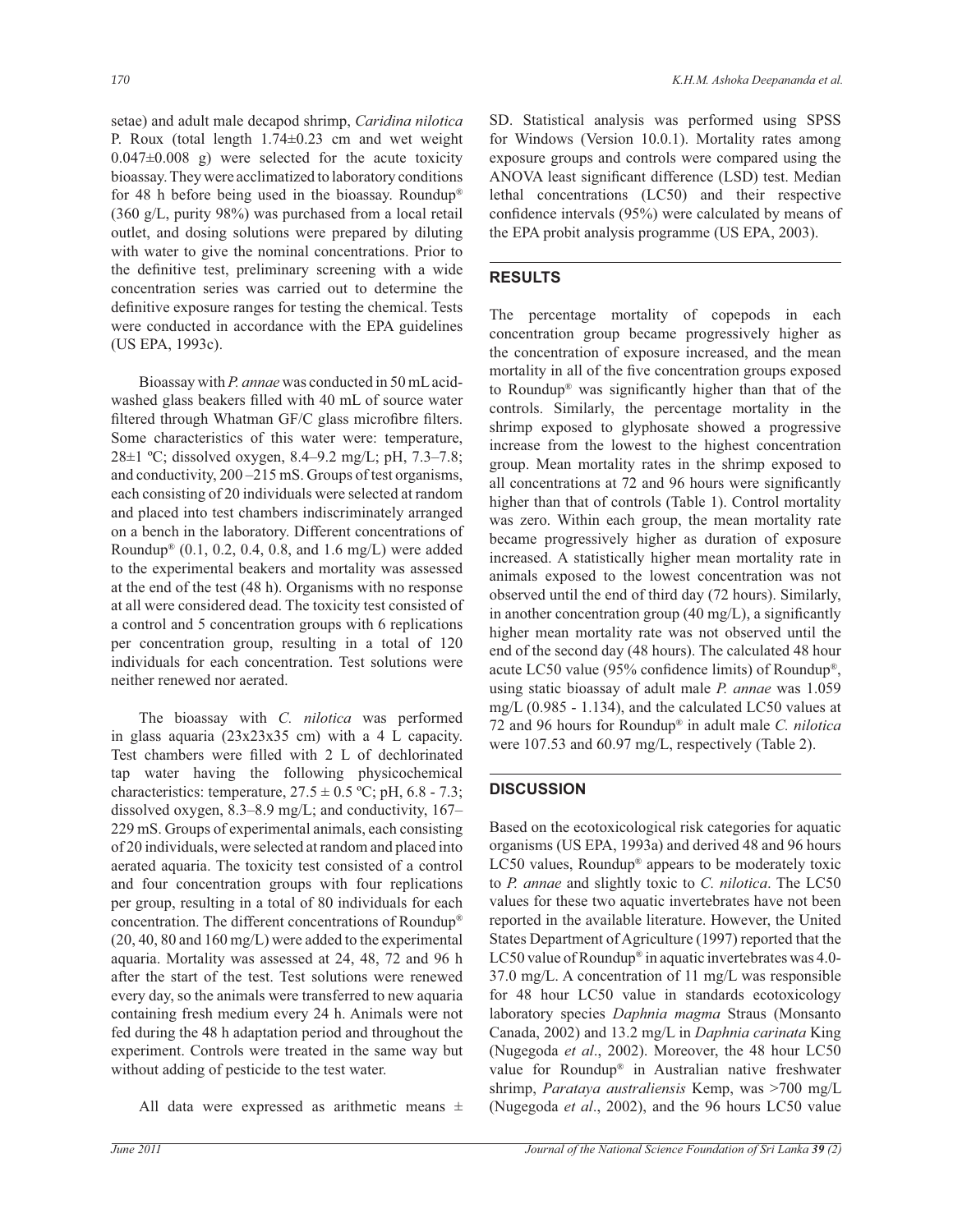setae) and adult male decapod shrimp, *Caridina nilotica* P. Roux (total length 1.74±0.23 cm and wet weight 0.047±0.008 g) were selected for the acute toxicity bioassay. They were acclimatized to laboratory conditions for 48 h before being used in the bioassay. Roundup® (360 g/L, purity 98%) was purchased from a local retail outlet, and dosing solutions were prepared by diluting with water to give the nominal concentrations. Prior to the definitive test, preliminary screening with a wide concentration series was carried out to determine the definitive exposure ranges for testing the chemical. Tests were conducted in accordance with the EPA guidelines (US EPA, 1993c).

Bioassay with *P. annae* was conducted in 50 mL acid-washed glass beakers filled with 40 mL of source water filtered through Whatman GF/C glass microfibre filters. Some characteristics of this water were: temperature, 28±1 ºC; dissolved oxygen, 8.4–9.2 mg/L; pH, 7.3–7.8; and conductivity, 200 –215 mS. Groups of test organisms, each consisting of 20 individuals were selected at random and placed into test chambers indiscriminately arranged on a bench in the laboratory. Different concentrations of Roundup® (0.1, 0.2, 0.4, 0.8, and 1.6 mg/L) were added to the experimental beakers and mortality was assessed at the end of the test (48 h). Organisms with no response at all were considered dead. The toxicity test consisted of a control and 5 concentration groups with 6 replications per concentration group, resulting in a total of 120 individuals for each concentration. Test solutions were neither renewed nor aerated.

The bioassay with *C. nilotica* was performed in glass aquaria (23x23x35 cm) with a 4 L capacity. Test chambers were filled with 2 L of dechlorinated tap water having the following physicochemical characteristics: temperature, 27.5 ± 0.5 ºC; pH, 6.8 - 7.3; dissolved oxygen, 8.3–8.9 mg/L; and conductivity, 167–229 mS. Groups of experimental animals, each consisting of 20 individuals, were selected at random and placed into aerated aquaria. The toxicity test consisted of a control and four concentration groups with four replications per group, resulting in a total of 80 individuals for each concentration. The different concentrations of Roundup® (20, 40, 80 and 160 mg/L) were added to the experimental aquaria. Mortality was assessed at 24, 48, 72 and 96 h after the start of the test. Test solutions were renewed every day, so the animals were transferred to new aquaria containing fresh medium every 24 h. Animals were not fed during the 48 h adaptation period and throughout the experiment. Controls were treated in the same way but without adding of pesticide to the test water.

All data were expressed as arithmetic means ± SD. Statistical analysis was performed using SPSS for Windows (Version 10.0.1). Mortality rates among exposure groups and controls were compared using the ANOVA least significant difference (LSD) test. Median lethal concentrations (LC50) and their respective confidence intervals (95%) were calculated by means of the EPA probit analysis programme (US EPA, 2003).

## RESULTS

The percentage mortality of copepods in each concentration group became progressively higher as the concentration of exposure increased, and the mean mortality in all of the five concentration groups exposed to Roundup® was significantly higher than that of the controls. Similarly, the percentage mortality in the shrimp exposed to glyphosate showed a progressive increase from the lowest to the highest concentration group. Mean mortality rates in the shrimp exposed to all concentrations at 72 and 96 hours were significantly higher than that of controls (Table 1). Control mortality was zero. Within each group, the mean mortality rate became progressively higher as duration of exposure increased. A statistically higher mean mortality rate in animals exposed to the lowest concentration was not observed until the end of third day (72 hours). Similarly, in another concentration group (40 mg/L), a significantly higher mean mortality rate was not observed until the end of the second day (48 hours). The calculated 48 hour acute LC50 value (95% confidence limits) of Roundup®, using static bioassay of adult male *P. annae* was 1.059 mg/L (0.985 - 1.134), and the calculated LC50 values at 72 and 96 hours for Roundup® in adult male *C. nilotica* were 107.53 and 60.97 mg/L, respectively (Table 2).

## DISCUSSION

Based on the ecotoxicological risk categories for aquatic organisms (US EPA, 1993a) and derived 48 and 96 hours LC50 values, Roundup® appears to be moderately toxic to *P. annae* and slightly toxic to *C. nilotica*. The LC50 values for these two aquatic invertebrates have not been reported in the available literature. However, the United States Department of Agriculture (1997) reported that the LC50 value of Roundup® in aquatic invertebrates was 4.0-37.0 mg/L. A concentration of 11 mg/L was responsible for 48 hour LC50 value in standards ecotoxicology laboratory species *Daphnia magma* Straus (Monsanto Canada, 2002) and 13.2 mg/L in *Daphnia carinata* King (Nugegoda *et al*., 2002). Moreover, the 48 hour LC50 value for Roundup® in Australian native freshwater shrimp, *Paratya australiensis* Kemp, was >700 mg/L (Nugegoda *et al*., 2002), and the 96 hours LC50 value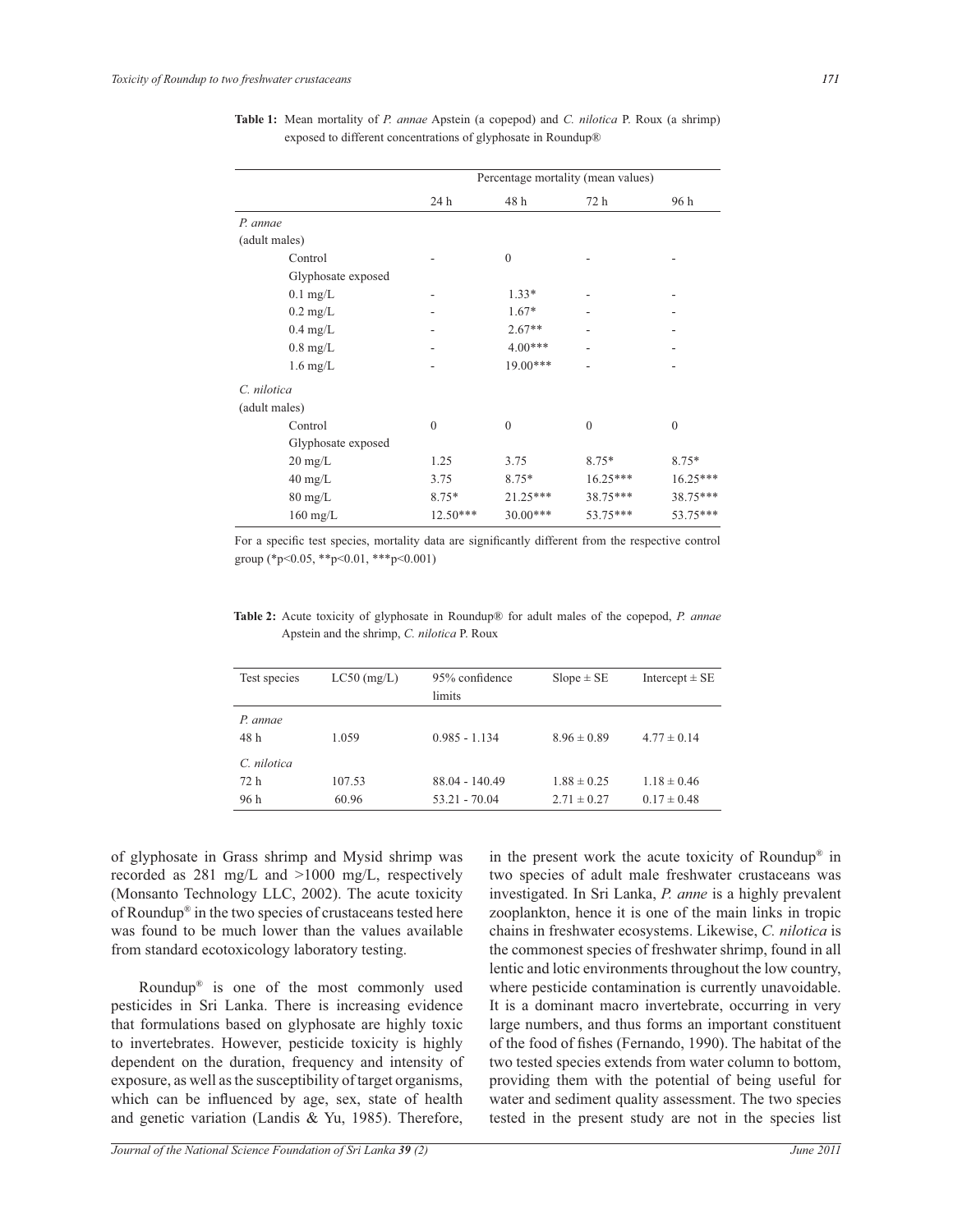**Table 1:** Mean mortality of *P. annae* Apstein (a copepod) and *C. nilotica* P. Roux (a shrimp) exposed to different concentrations of glyphosate in Roundup®

| | Percentage mortality (mean values) | | | |
|---|---|---|---|---|
| | 24 h | 48 h | 72 h | 96 h |
| *P. annae* (adult males) | | | | |
| Control | - | 0 | - | - |
| Glyphosate exposed | | | | |
| 0.1 mg/L | - | 1.33* | - | - |
| 0.2 mg/L | - | 1.67* | - | - |
| 0.4 mg/L | - | 2.67** | - | - |
| 0.8 mg/L | - | 4.00*** | - | - |
| 1.6 mg/L | - | 19.00*** | - | - |
| *C. nilotica* (adult males) | | | | |
| Control | 0 | 0 | 0 | 0 |
| Glyphosate exposed | | | | |
| 20 mg/L | 1.25 | 3.75 | 8.75* | 8.75* |
| 40 mg/L | 3.75 | 8.75* | 16.25*** | 16.25*** |
| 80 mg/L | 8.75* | 21.25*** | 38.75*** | 38.75*** |
| 160 mg/L | 12.50*** | 30.00*** | 53.75*** | 53.75*** |

For a specific test species, mortality data are significantly different from the respective control group (*$p<0.05$, **$p<0.01$, ***$p<0.001$)

**Table 2:** Acute toxicity of glyphosate in Roundup® for adult males of the copepod, *P. annae* Apstein and the shrimp, *C. nilotica* P. Roux

| Test species | LC50 (mg/L) | 95% confidence limits | Slope ± SE | Intercept ± SE |
|---|---|---|---|---|
| *P. annae* | | | | |
| 48 h | 1.059 | 0.985 - 1.134 | 8.96 ± 0.89 | 4.77 ± 0.14 |
| *C. nilotica* | | | | |
| 72 h | 107.53 | 88.04 - 140.49 | 1.88 ± 0.25 | 1.18 ± 0.46 |
| 96 h | 60.96 | 53.21 - 70.04 | 2.71 ± 0.27 | 0.17 ± 0.48 |

of glyphosate in Grass shrimp and Mysid shrimp was recorded as 281 mg/L and >1000 mg/L, respectively (Monsanto Technology LLC, 2002). The acute toxicity of Roundup® in the two species of crustaceans tested here was found to be much lower than the values available from standard ecotoxicology laboratory testing.

Roundup® is one of the most commonly used pesticides in Sri Lanka. There is increasing evidence that formulations based on glyphosate are highly toxic to invertebrates. However, pesticide toxicity is highly dependent on the duration, frequency and intensity of exposure, as well as the susceptibility of target organisms, which can be influenced by age, sex, state of health and genetic variation (Landis & Yu, 1985). Therefore, in the present work the acute toxicity of Roundup® in two species of adult male freshwater crustaceans was investigated. In Sri Lanka, *P. anne* is a highly prevalent zooplankton, hence it is one of the main links in tropic chains in freshwater ecosystems. Likewise, *C. nilotica* is the commonest species of freshwater shrimp, found in all lentic and lotic environments throughout the low country, where pesticide contamination is currently unavoidable. It is a dominant macro invertebrate, occurring in very large numbers, and thus forms an important constituent of the food of fishes (Fernando, 1990). The habitat of the two tested species extends from water column to bottom, providing them with the potential of being useful for water and sediment quality assessment. The two species tested in the present study are not in the species list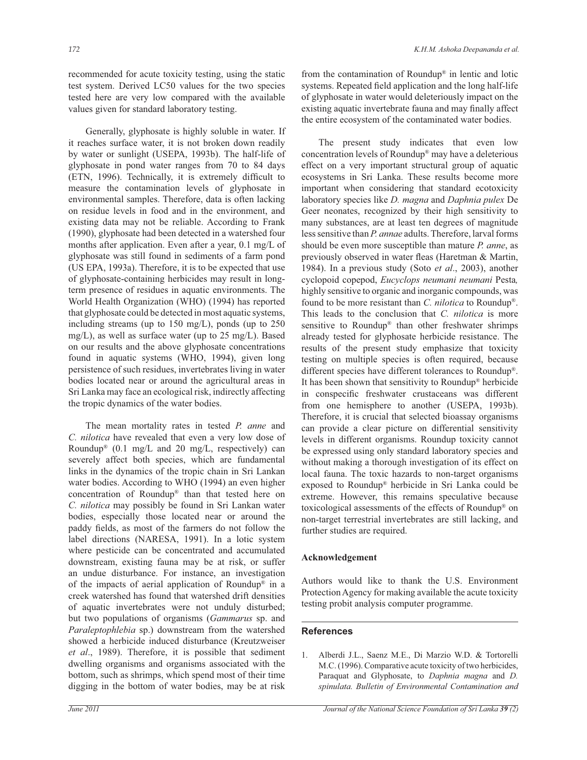recommended for acute toxicity testing, using the static test system. Derived LC50 values for the two species tested here are very low compared with the available values given for standard laboratory testing.

Generally, glyphosate is highly soluble in water. If it reaches surface water, it is not broken down readily by water or sunlight (USEPA, 1993b). The half-life of glyphosate in pond water ranges from 70 to 84 days (ETN, 1996). Technically, it is extremely difficult to measure the contamination levels of glyphosate in environmental samples. Therefore, data is often lacking on residue levels in food and in the environment, and existing data may not be reliable. According to Frank (1990), glyphosate had been detected in a watershed four months after application. Even after a year, 0.1 mg/L of glyphosate was still found in sediments of a farm pond (US EPA, 1993a). Therefore, it is to be expected that use of glyphosate-containing herbicides may result in long-term presence of residues in aquatic environments. The World Health Organization (WHO) (1994) has reported that glyphosate could be detected in most aquatic systems, including streams (up to 150 mg/L), ponds (up to 250 mg/L), as well as surface water (up to 25 mg/L). Based on our results and the above glyphosate concentrations found in aquatic systems (WHO, 1994), given long persistence of such residues, invertebrates living in water bodies located near or around the agricultural areas in Sri Lanka may face an ecological risk, indirectly affecting the tropic dynamics of the water bodies.

The mean mortality rates in tested *P. anne* and *C. nilotica* have revealed that even a very low dose of Roundup® (0.1 mg/L and 20 mg/L, respectively) can severely affect both species, which are fundamental links in the dynamics of the tropic chain in Sri Lankan water bodies. According to WHO (1994) an even higher concentration of Roundup® than that tested here on *C. nilotica* may possibly be found in Sri Lankan water bodies, especially those located near or around the paddy fields, as most of the farmers do not follow the label directions (NARESA, 1991). In a lotic system where pesticide can be concentrated and accumulated downstream, existing fauna may be at risk, or suffer an undue disturbance. For instance, an investigation of the impacts of aerial application of Roundup® in a creek watershed has found that watershed drift densities of aquatic invertebrates were not unduly disturbed; but two populations of organisms (*Gammarus* sp. and *Paraleptophlebia* sp.) downstream from the watershed showed a herbicide induced disturbance (Kreutzweiser *et al*., 1989). Therefore, it is possible that sediment dwelling organisms and organisms associated with the bottom, such as shrimps, which spend most of their time digging in the bottom of water bodies, may be at risk from the contamination of Roundup® in lentic and lotic systems. Repeated field application and the long half-life of glyphosate in water would deleteriously impact on the existing aquatic invertebrate fauna and may finally affect the entire ecosystem of the contaminated water bodies.

The present study indicates that even low concentration levels of Roundup® may have a deleterious effect on a very important structural group of aquatic ecosystems in Sri Lanka. These results become more important when considering that standard ecotoxicity laboratory species like *D. magna* and *Daphnia pulex* De Geer neonates, recognized by their high sensitivity to many substances, are at least ten degrees of magnitude less sensitive than *P. annae* adults. Therefore, larval forms should be even more susceptible than mature *P. anne*, as previously observed in water fleas (Haretman & Martin, 1984). In a previous study (Soto *et al*., 2003), another cyclopoid copepod, *Eucyclops neumani neumani* Pesta*,* highly sensitive to organic and inorganic compounds, was found to be more resistant than *C. nilotica* to Roundup®. This leads to the conclusion that *C. nilotica* is more sensitive to Roundup® than other freshwater shrimps already tested for glyphosate herbicide resistance. The results of the present study emphasize that toxicity testing on multiple species is often required, because different species have different tolerances to Roundup®. It has been shown that sensitivity to Roundup® herbicide in conspecific freshwater crustaceans was different from one hemisphere to another (USEPA, 1993b). Therefore, it is crucial that selected bioassay organisms can provide a clear picture on differential sensitivity levels in different organisms. Roundup toxicity cannot be expressed using only standard laboratory species and without making a thorough investigation of its effect on local fauna. The toxic hazards to non-target organisms exposed to Roundup® herbicide in Sri Lanka could be extreme. However, this remains speculative because toxicological assessments of the effects of Roundup® on non-target terrestrial invertebrates are still lacking, and further studies are required.

### Acknowledgement

Authors would like to thank the U.S. Environment Protection Agency for making available the acute toxicity testing probit analysis computer programme.

## References

1. Alberdi J.L., Saenz M.E., Di Marzio W.D. & Tortorelli M.C. (1996). Comparative acute toxicity of two herbicides, Paraquat and Glyphosate, to *Daphnia magna* and *D. spinulata. Bulletin of Environmental Contamination and*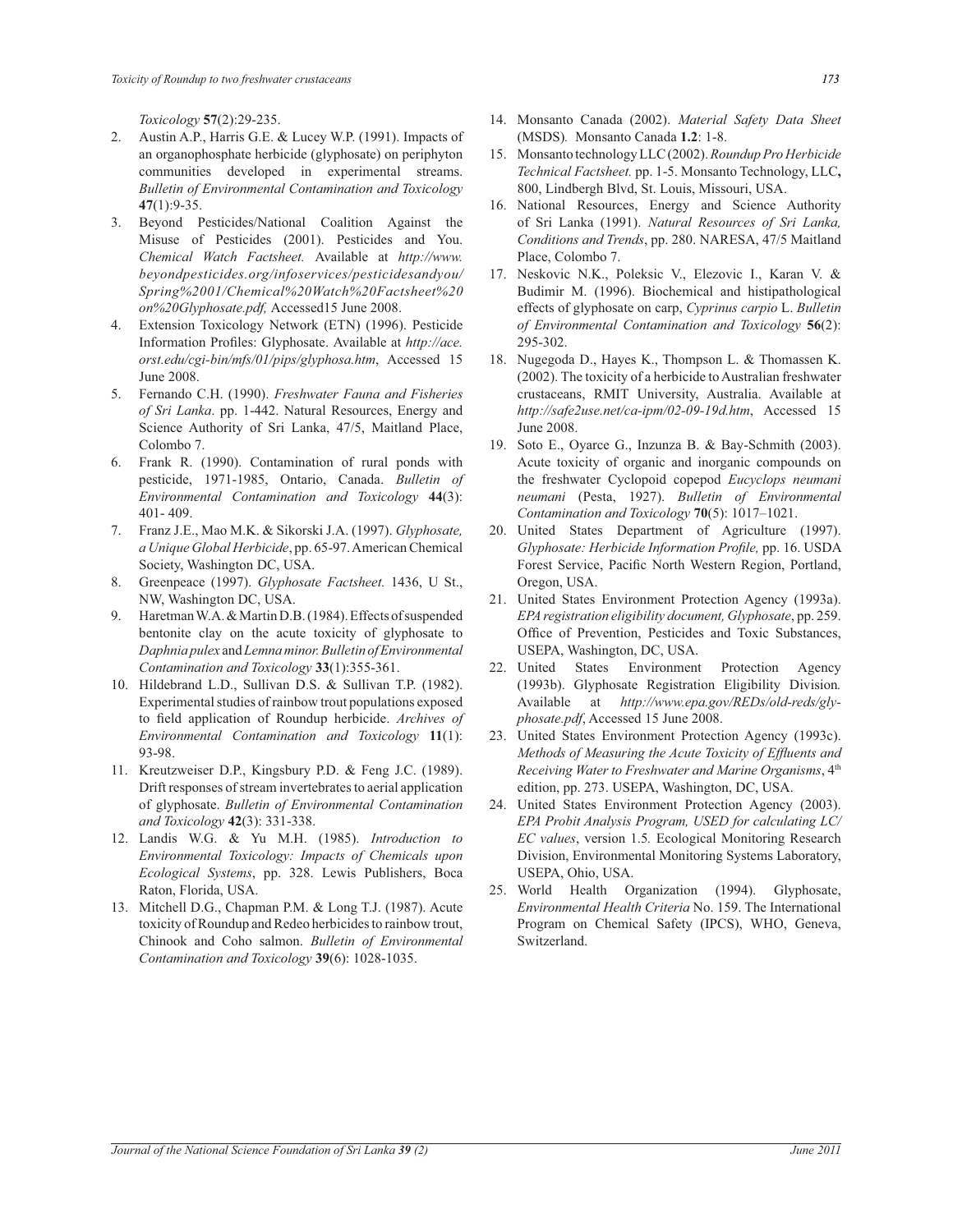*Toxicology* **57**(2):29-235.

2. Austin A.P., Harris G.E. & Lucey W.P. (1991). Impacts of an organophosphate herbicide (glyphosate) on periphyton communities developed in experimental streams. *Bulletin of Environmental Contamination and Toxicology* **47**(1):9-35.
3. Beyond Pesticides/National Coalition Against the Misuse of Pesticides (2001). Pesticides and You. *Chemical Watch Factsheet.* Available at *http://www.beyondpesticides.org/infoservices/pesticidesandyou/Spring%2001/Chemical%20Watch%20Factsheet%20on%20Glyphosate.pdf,* Accessed15 June 2008.
4. Extension Toxicology Network (ETN) (1996). Pesticide Information Profiles: Glyphosate. Available at *http://ace.orst.edu/cgi-bin/mfs/01/pips/glyphosa.htm*, Accessed 15 June 2008.
5. Fernando C.H. (1990). *Freshwater Fauna and Fisheries of Sri Lanka*. pp. 1-442. Natural Resources, Energy and Science Authority of Sri Lanka, 47/5, Maitland Place, Colombo 7.
6. Frank R. (1990). Contamination of rural ponds with pesticide, 1971-1985, Ontario, Canada. *Bulletin of Environmental Contamination and Toxicology* **44**(3): 401- 409.
7. Franz J.E., Mao M.K. & Sikorski J.A. (1997). *Glyphosate, a Unique Global Herbicide*, pp. 65-97. American Chemical Society, Washington DC, USA.
8. Greenpeace (1997). *Glyphosate Factsheet.* 1436, U St., NW, Washington DC, USA.
9. Haretman W.A. & Martin D.B. (1984). Effects of suspended bentonite clay on the acute toxicity of glyphosate to *Daphnia pulex* and *Lemna minor. Bulletin of Environmental Contamination and Toxicology* **33**(1):355-361.
10. Hildebrand L.D., Sullivan D.S. & Sullivan T.P. (1982). Experimental studies of rainbow trout populations exposed to field application of Roundup herbicide. *Archives of Environmental Contamination and Toxicology* **11**(1): 93-98.
11. Kreutzweiser D.P., Kingsbury P.D. & Feng J.C. (1989). Drift responses of stream invertebrates to aerial application of glyphosate. *Bulletin of Environmental Contamination and Toxicology* **42**(3): 331-338.
12. Landis W.G. & Yu M.H. (1985). *Introduction to Environmental Toxicology: Impacts of Chemicals upon Ecological Systems*, pp. 328. Lewis Publishers, Boca Raton, Florida, USA.
13. Mitchell D.G., Chapman P.M. & Long T.J. (1987). Acute toxicity of Roundup and Redeo herbicides to rainbow trout, Chinook and Coho salmon. *Bulletin of Environmental Contamination and Toxicology* **39**(6): 1028-1035.
14. Monsanto Canada (2002). *Material Safety Data Sheet* (MSDS)*.* Monsanto Canada **1.2**: 1-8.
15. Monsanto technology LLC (2002). *Roundup Pro Herbicide Technical Factsheet.* pp. 1-5. Monsanto Technology, LLC**,** 800, Lindbergh Blvd, St. Louis, Missouri, USA.
16. National Resources, Energy and Science Authority of Sri Lanka (1991). *Natural Resources of Sri Lanka, Conditions and Trends*, pp. 280. NARESA, 47/5 Maitland Place, Colombo 7.
17. Neskovic N.K., Poleksic V., Elezovic I., Karan V. & Budimir M. (1996). Biochemical and histipathological effects of glyphosate on carp, *Cyprinus carpio* L. *Bulletin of Environmental Contamination and Toxicology* **56**(2): 295-302.
18. Nugegoda D., Hayes K., Thompson L. & Thomassen K. (2002). The toxicity of a herbicide to Australian freshwater crustaceans, RMIT University, Australia. Available at *http://safe2use.net/ca-ipm/02-09-19d.htm*, Accessed 15 June 2008.
19. Soto E., Oyarce G., Inzunza B. & Bay-Schmith (2003). Acute toxicity of organic and inorganic compounds on the freshwater Cyclopoid copepod *Eucyclops neumani neumani* (Pesta, 1927). *Bulletin of Environmental Contamination and Toxicology* **70**(5): 1017–1021.
20. United States Department of Agriculture (1997). *Glyphosate: Herbicide Information Profile,* pp. 16. USDA Forest Service, Pacific North Western Region, Portland, Oregon, USA.
21. United States Environment Protection Agency (1993a). *EPA registration eligibility document, Glyphosate*, pp. 259. Office of Prevention, Pesticides and Toxic Substances, USEPA, Washington, DC, USA.
22. United States Environment Protection Agency (1993b). Glyphosate Registration Eligibility Division*.* Available at *http://www.epa.gov/REDs/old-reds/glyphosate.pdf*, Accessed 15 June 2008.
23. United States Environment Protection Agency (1993c). *Methods of Measuring the Acute Toxicity of Effluents and Receiving Water to Freshwater and Marine Organisms*, 4th edition, pp. 273. USEPA, Washington, DC, USA.
24. United States Environment Protection Agency (2003). *EPA Probit Analysis Program, USED for calculating LC/EC values*, version 1.5*.* Ecological Monitoring Research Division, Environmental Monitoring Systems Laboratory, USEPA, Ohio, USA.
25. World Health Organization (1994). Glyphosate, *Environmental Health Criteria* No. 159. The International Program on Chemical Safety (IPCS), WHO, Geneva, Switzerland.